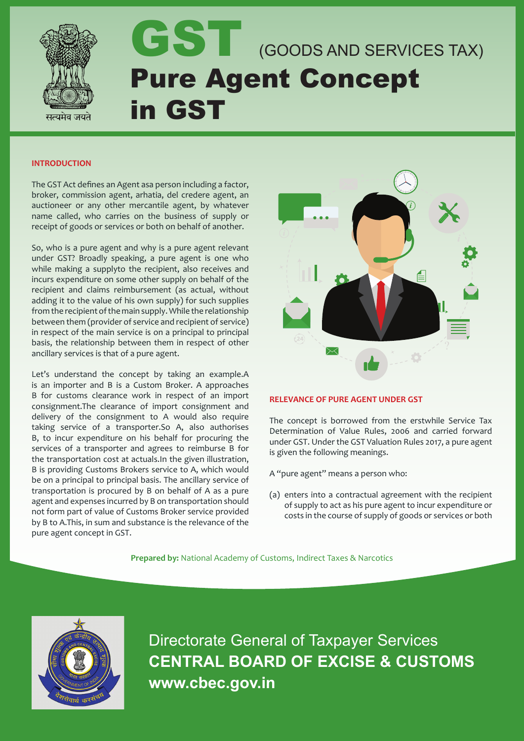# GST (GOODS AND SERVICES TAX)

# Pure Agent Concept in GST

## INTRODUCTION

The GST Act defines an Agent asa person including a factor, broker, commission agent, arhatia, del credere agent, an auctioneer or any other mercantile agent, by whatever name called, who carries on the business of supply or receipt of goods or services or both on behalf of another.

So, who is a pure agent and why is a pure agent relevant under GST? Broadly speaking, a pure agent is one who while making a supplyto the recipient, also receives and incurs expenditure on some other supply on behalf of the recipient and claims reimbursement (as actual, without adding it to the value of his own supply) for such supplies from the recipient of the main supply. While the relationship between them (provider of service and recipient of service) in respect of the main service is on a principal to principal basis, the relationship between them in respect of other ancillary services is that of a pure agent.

Let's understand the concept by taking an example.A is an importer and B is a Custom Broker. A approaches B for customs clearance work in respect of an import consignment.The clearance of import consignment and delivery of the consignment to A would also require taking service of a transporter.So A, also authorises B, to incur expenditure on his behalf for procuring the services of a transporter and agrees to reimburse B for the transportation cost at actuals.In the given illustration, B is providing Customs Brokers service to A, which would be on a principal to principal basis. The ancillary service of transportation is procured by B on behalf of A as a pure agent and expenses incurred by B on transportation should not form part of value of Customs Broker service provided by B to A.This, in sum and substance is the relevance of the pure agent concept in GST.

## RELEVANCE OF PURE AGENT UNDER GST

The concept is borrowed from the erstwhile Service Tax Determination of Value Rules, 2006 and carried forward under GST. Under the GST Valuation Rules 2017, a pure agent is given the following meanings.

A "pure agent" means a person who:

(a) enters into a contractual agreement with the recipient of supply to act as his pure agent to incur expenditure or costs in the course of supply of goods or services or both

**Prepared by:** National Academy of Customs, Indirect Taxes & Narcotics

Directorate General of Taxpayer Services
**CENTRAL BOARD OF EXCISE & CUSTOMS**
**www.cbec.gov.in**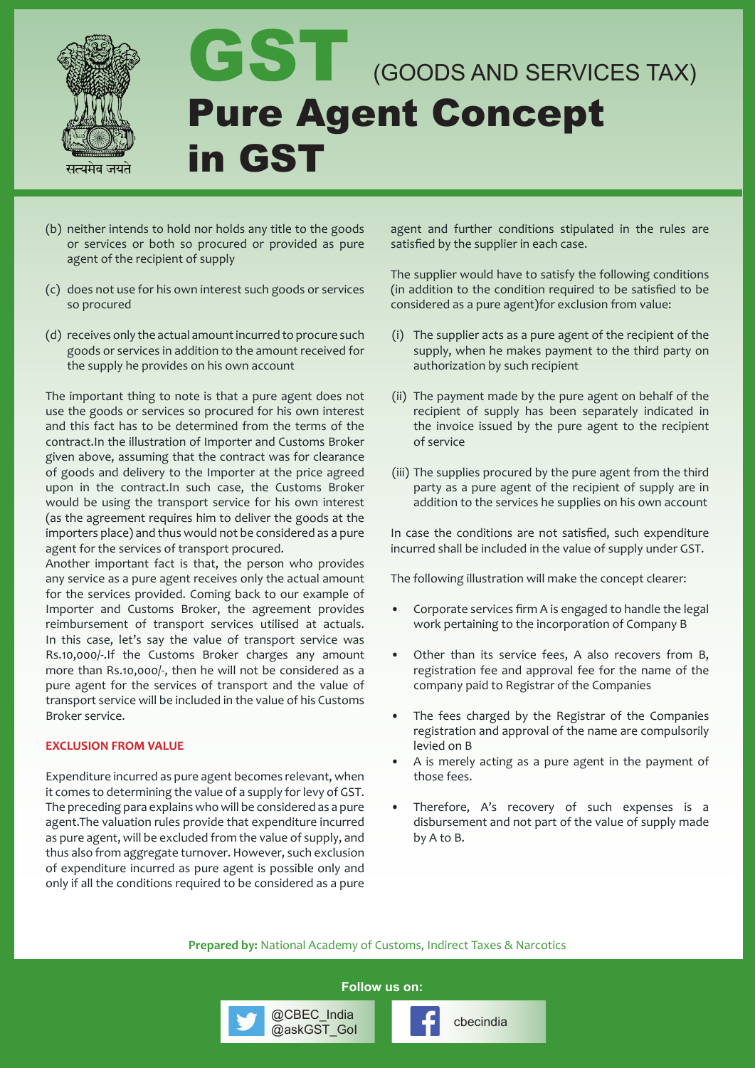# GST (GOODS AND SERVICES TAX)

# Pure Agent Concept in GST

(b) neither intends to hold nor holds any title to the goods or services or both so procured or provided as pure agent of the recipient of supply

(c) does not use for his own interest such goods or services so procured

(d) receives only the actual amount incurred to procure such goods or services in addition to the amount received for the supply he provides on his own account

The important thing to note is that a pure agent does not use the goods or services so procured for his own interest and this fact has to be determined from the terms of the contract.In the illustration of Importer and Customs Broker given above, assuming that the contract was for clearance of goods and delivery to the Importer at the price agreed upon in the contract.In such case, the Customs Broker would be using the transport service for his own interest (as the agreement requires him to deliver the goods at the importers place) and thus would not be considered as a pure agent for the services of transport procured.
Another important fact is that, the person who provides any service as a pure agent receives only the actual amount for the services provided. Coming back to our example of Importer and Customs Broker, the agreement provides reimbursement of transport services utilised at actuals. In this case, let's say the value of transport service was Rs.10,000/-.If the Customs Broker charges any amount more than Rs.10,000/-, then he will not be considered as a pure agent for the services of transport and the value of transport service will be included in the value of his Customs Broker service.

## EXCLUSION FROM VALUE

Expenditure incurred as pure agent becomes relevant, when it comes to determining the value of a supply for levy of GST. The preceding para explains who will be considered as a pure agent.The valuation rules provide that expenditure incurred as pure agent, will be excluded from the value of supply, and thus also from aggregate turnover. However, such exclusion of expenditure incurred as pure agent is possible only and only if all the conditions required to be considered as a pure agent and further conditions stipulated in the rules are satisfied by the supplier in each case.

The supplier would have to satisfy the following conditions (in addition to the condition required to be satisfied to be considered as a pure agent)for exclusion from value:

(i) The supplier acts as a pure agent of the recipient of the supply, when he makes payment to the third party on authorization by such recipient

(ii) The payment made by the pure agent on behalf of the recipient of supply has been separately indicated in the invoice issued by the pure agent to the recipient of service

(iii) The supplies procured by the pure agent from the third party as a pure agent of the recipient of supply are in addition to the services he supplies on his own account

In case the conditions are not satisfied, such expenditure incurred shall be included in the value of supply under GST.

The following illustration will make the concept clearer:

- Corporate services firm A is engaged to handle the legal work pertaining to the incorporation of Company B
- Other than its service fees, A also recovers from B, registration fee and approval fee for the name of the company paid to Registrar of the Companies
- The fees charged by the Registrar of the Companies registration and approval of the name are compulsorily levied on B
- A is merely acting as a pure agent in the payment of those fees.
- Therefore, A's recovery of such expenses is a disbursement and not part of the value of supply made by A to B.

**Prepared by:** National Academy of Customs, Indirect Taxes & Narcotics

Follow us on: @CBEC_India @askGST_GoI cbecindia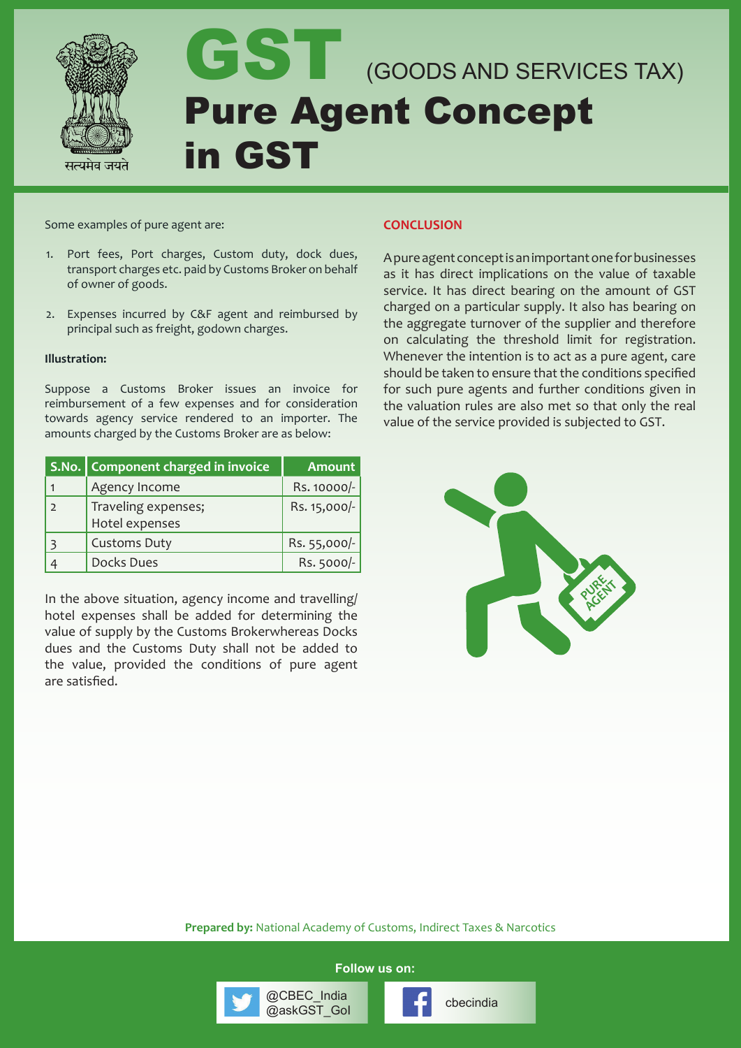# GST (GOODS AND SERVICES TAX)

# Pure Agent Concept in GST

Some examples of pure agent are:

1. Port fees, Port charges, Custom duty, dock dues, transport charges etc. paid by Customs Broker on behalf of owner of goods.
2. Expenses incurred by C&F agent and reimbursed by principal such as freight, godown charges.

**Illustration:**

Suppose a Customs Broker issues an invoice for reimbursement of a few expenses and for consideration towards agency service rendered to an importer. The amounts charged by the Customs Broker are as below:

| S.No. | Component charged in invoice | Amount |
|---|---|---|
| 1 | Agency Income | Rs. 10000/- |
| 2 | Traveling expenses; Hotel expenses | Rs. 15,000/- |
| 3 | Customs Duty | Rs. 55,000/- |
| 4 | Docks Dues | Rs. 5000/- |

In the above situation, agency income and travelling/ hotel expenses shall be added for determining the value of supply by the Customs Brokerwhereas Docks dues and the Customs Duty shall not be added to the value, provided the conditions of pure agent are satisfied.

## CONCLUSION

A pure agent concept is an important one for businesses as it has direct implications on the value of taxable service. It has direct bearing on the amount of GST charged on a particular supply. It also has bearing on the aggregate turnover of the supplier and therefore on calculating the threshold limit for registration. Whenever the intention is to act as a pure agent, care should be taken to ensure that the conditions specified for such pure agents and further conditions given in the valuation rules are also met so that only the real value of the service provided is subjected to GST.

**Prepared by:** National Academy of Customs, Indirect Taxes & Narcotics

Follow us on:

@CBEC_India
@askGST_GoI

cbecindia